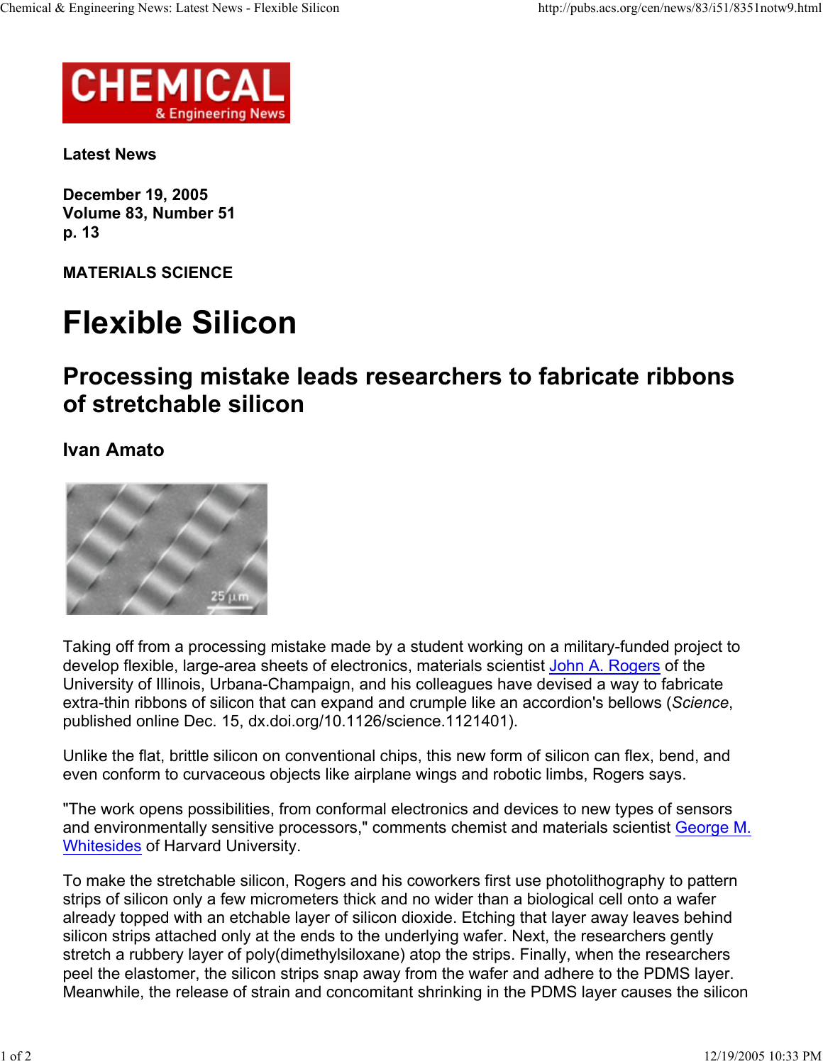**Latest News**

**December 19, 2005**
**Volume 83, Number 51**
**p. 13**

**MATERIALS SCIENCE**

# Flexible Silicon

## Processing mistake leads researchers to fabricate ribbons of stretchable silicon

### Ivan Amato

Taking off from a processing mistake made by a student working on a military-funded project to develop flexible, large-area sheets of electronics, materials scientist John A. Rogers of the University of Illinois, Urbana-Champaign, and his colleagues have devised a way to fabricate extra-thin ribbons of silicon that can expand and crumple like an accordion's bellows (*Science*, published online Dec. 15, dx.doi.org/10.1126/science.1121401).

Unlike the flat, brittle silicon on conventional chips, this new form of silicon can flex, bend, and even conform to curvaceous objects like airplane wings and robotic limbs, Rogers says.

"The work opens possibilities, from conformal electronics and devices to new types of sensors and environmentally sensitive processors," comments chemist and materials scientist George M. Whitesides of Harvard University.

To make the stretchable silicon, Rogers and his coworkers first use photolithography to pattern strips of silicon only a few micrometers thick and no wider than a biological cell onto a wafer already topped with an etchable layer of silicon dioxide. Etching that layer away leaves behind silicon strips attached only at the ends to the underlying wafer. Next, the researchers gently stretch a rubbery layer of poly(dimethylsiloxane) atop the strips. Finally, when the researchers peel the elastomer, the silicon strips snap away from the wafer and adhere to the PDMS layer. Meanwhile, the release of strain and concomitant shrinking in the PDMS layer causes the silicon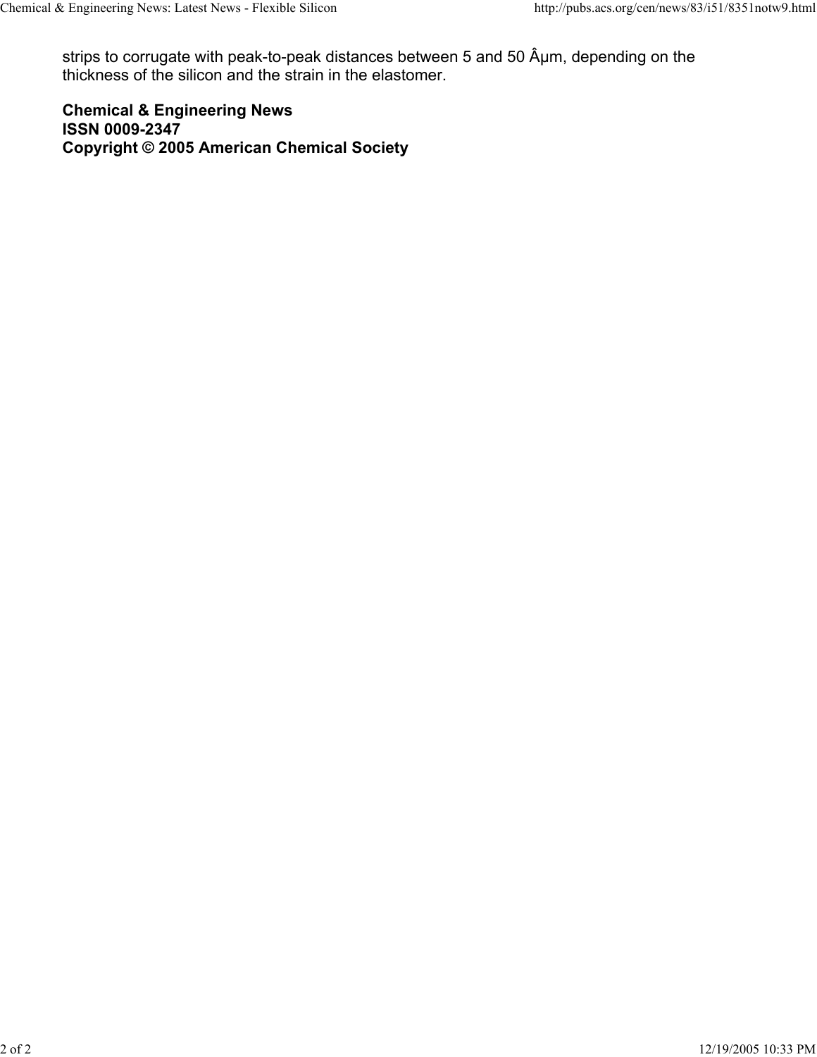strips to corrugate with peak-to-peak distances between 5 and 50 Âµm, depending on the thickness of the silicon and the strain in the elastomer.

**Chemical & Engineering News**
**ISSN 0009-2347**
**Copyright © 2005 American Chemical Society**